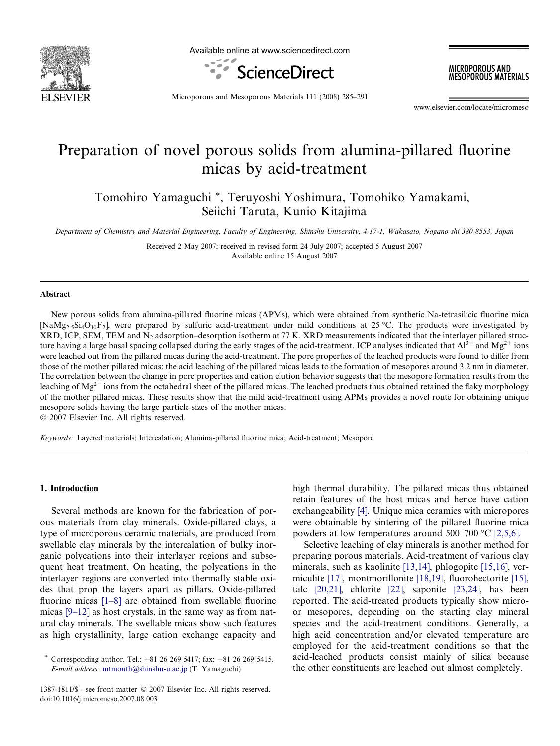# Preparation of novel porous solids from alumina-pillared fluorine micas by acid-treatment

Tomohiro Yamaguchi *, Teruyoshi Yoshimura, Tomohiko Yamakami, Seiichi Taruta, Kunio Kitajima

*Department of Chemistry and Material Engineering, Faculty of Engineering, Shinshu University, 4-17-1, Wakasato, Nagano-shi 380-8553, Japan*

Received 2 May 2007; received in revised form 24 July 2007; accepted 5 August 2007
Available online 15 August 2007

## Abstract

New porous solids from alumina-pillared fluorine micas (APMs), which were obtained from synthetic Na-tetrasilicic fluorine mica [$NaMg_{2.5}Si_4O_{10}F_2$], were prepared by sulfuric acid-treatment under mild conditions at 25 °C. The products were investigated by XRD, ICP, SEM, TEM and $N_2$ adsorption–desorption isotherm at 77 K. XRD measurements indicated that the interlayer pillared structure having a large basal spacing collapsed during the early stages of the acid-treatment. ICP analyses indicated that $Al^{3+}$ and $Mg^{2+}$ ions were leached out from the pillared micas during the acid-treatment. The pore properties of the leached products were found to differ from those of the mother pillared micas: the acid leaching of the pillared micas leads to the formation of mesopores around 3.2 nm in diameter. The correlation between the change in pore properties and cation elution behavior suggests that the mesopore formation results from the leaching of $Mg^{2+}$ ions from the octahedral sheet of the pillared micas. The leached products thus obtained retained the flaky morphology of the mother pillared micas. These results show that the mild acid-treatment using APMs provides a novel route for obtaining unique mesopore solids having the large particle sizes of the mother micas.

© 2007 Elsevier Inc. All rights reserved.

*Keywords:* Layered materials; Intercalation; Alumina-pillared fluorine mica; Acid-treatment; Mesopore

## 1. Introduction

Several methods are known for the fabrication of porous materials from clay minerals. Oxide-pillared clays, a type of microporous ceramic materials, are produced from swellable clay minerals by the intercalation of bulky inorganic polycations into their interlayer regions and subsequent heat treatment. On heating, the polycations in the interlayer regions are converted into thermally stable oxides that prop the layers apart as pillars. Oxide-pillared fluorine micas [1–8] are obtained from swellable fluorine micas [9–12] as host crystals, in the same way as from natural clay minerals. The swellable micas show such features as high crystallinity, large cation exchange capacity and high thermal durability. The pillared micas thus obtained retain features of the host micas and hence have cation exchangeability [4]. Unique mica ceramics with micropores were obtainable by sintering of the pillared fluorine mica powders at low temperatures around 500–700 °C [2,5,6].

Selective leaching of clay minerals is another method for preparing porous materials. Acid-treatment of various clay minerals, such as kaolinite [13,14], phlogopite [15,16], vermiculite [17], montmorillonite [18,19], fluorohectorite [15], talc [20,21], chlorite [22], saponite [23,24], has been reported. The acid-treated products typically show micro- or mesopores, depending on the starting clay mineral species and the acid-treatment conditions. Generally, a high acid concentration and/or elevated temperature are employed for the acid-treatment conditions so that the acid-leached products consist mainly of silica because the other constituents are leached out almost completely.

* Corresponding author. Tel.: +81 26 269 5417; fax: +81 26 269 5415. *E-mail address:* mtmouth@shinshu-u.ac.jp (T. Yamaguchi).

1387-1811/$ - see front matter © 2007 Elsevier Inc. All rights reserved.
doi:10.1016/j.micromeso.2007.08.003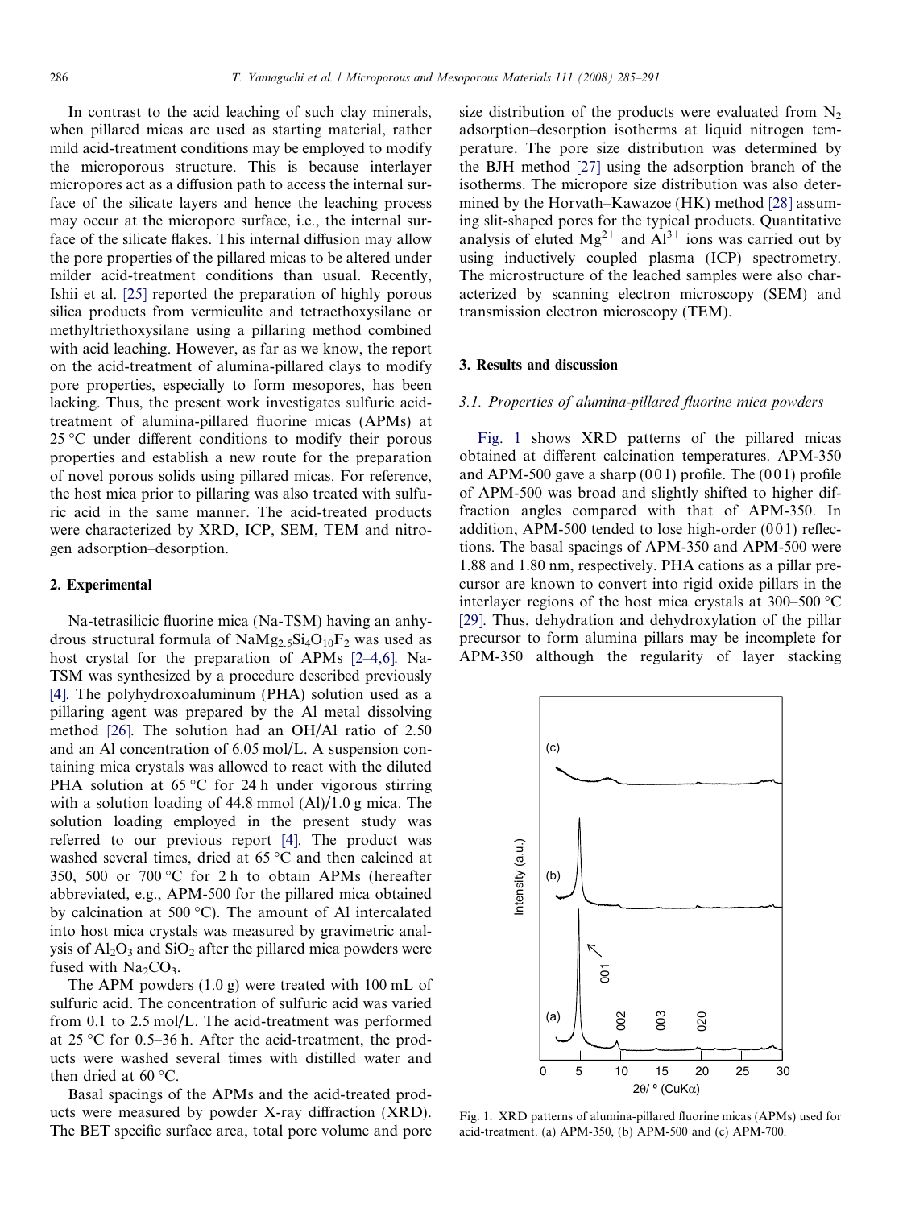In contrast to the acid leaching of such clay minerals, when pillared micas are used as starting material, rather mild acid-treatment conditions may be employed to modify the microporous structure. This is because interlayer micropores act as a diffusion path to access the internal surface of the silicate layers and hence the leaching process may occur at the micropore surface, i.e., the internal surface of the silicate flakes. This internal diffusion may allow the pore properties of the pillared micas to be altered under milder acid-treatment conditions than usual. Recently, Ishii et al. [25] reported the preparation of highly porous silica products from vermiculite and tetraethoxysilane or methyltriethoxysilane using a pillaring method combined with acid leaching. However, as far as we know, the report on the acid-treatment of alumina-pillared clays to modify pore properties, especially to form mesopores, has been lacking. Thus, the present work investigates sulfuric acid-treatment of alumina-pillared fluorine micas (APMs) at 25 °C under different conditions to modify their porous properties and establish a new route for the preparation of novel porous solids using pillared micas. For reference, the host mica prior to pillaring was also treated with sulfuric acid in the same manner. The acid-treated products were characterized by XRD, ICP, SEM, TEM and nitrogen adsorption–desorption.

## 2. Experimental

Na-tetrasilicic fluorine mica (Na-TSM) having an anhydrous structural formula of $NaMg_{2.5}Si_4O_{10}F_2$ was used as host crystal for the preparation of APMs [2–4,6]. Na-TSM was synthesized by a procedure described previously [4]. The polyhydroxoaluminum (PHA) solution used as a pillaring agent was prepared by the Al metal dissolving method [26]. The solution had an OH/Al ratio of 2.50 and an Al concentration of 6.05 mol/L. A suspension containing mica crystals was allowed to react with the diluted PHA solution at 65 °C for 24 h under vigorous stirring with a solution loading of 44.8 mmol (Al)/1.0 g mica. The solution loading employed in the present study was referred to our previous report [4]. The product was washed several times, dried at 65 °C and then calcined at 350, 500 or 700 °C for 2 h to obtain APMs (hereafter abbreviated, e.g., APM-500 for the pillared mica obtained by calcination at 500 °C). The amount of Al intercalated into host mica crystals was measured by gravimetric analysis of $Al_2O_3$ and $SiO_2$ after the pillared mica powders were fused with $Na_2CO_3$.

The APM powders (1.0 g) were treated with 100 mL of sulfuric acid. The concentration of sulfuric acid was varied from 0.1 to 2.5 mol/L. The acid-treatment was performed at 25 °C for 0.5–36 h. After the acid-treatment, the products were washed several times with distilled water and then dried at 60 °C.

Basal spacings of the APMs and the acid-treated products were measured by powder X-ray diffraction (XRD). The BET specific surface area, total pore volume and pore size distribution of the products were evaluated from $N_2$ adsorption–desorption isotherms at liquid nitrogen temperature. The pore size distribution was determined by the BJH method [27] using the adsorption branch of the isotherms. The micropore size distribution was also determined by the Horvath–Kawazoe (HK) method [28] assuming slit-shaped pores for the typical products. Quantitative analysis of eluted $Mg^{2+}$ and $Al^{3+}$ ions was carried out by using inductively coupled plasma (ICP) spectrometry. The microstructure of the leached samples were also characterized by scanning electron microscopy (SEM) and transmission electron microscopy (TEM).

## 3. Results and discussion

### 3.1. Properties of alumina-pillared fluorine mica powders

Fig. 1 shows XRD patterns of the pillared micas obtained at different calcination temperatures. APM-350 and APM-500 gave a sharp (001) profile. The (001) profile of APM-500 was broad and slightly shifted to higher diffraction angles compared with that of APM-350. In addition, APM-500 tended to lose high-order (001) reflections. The basal spacings of APM-350 and APM-500 were 1.88 and 1.80 nm, respectively. PHA cations as a pillar precursor are known to convert into rigid oxide pillars in the interlayer regions of the host mica crystals at 300–500 °C [29]. Thus, dehydration and dehydroxylation of the pillar precursor to form alumina pillars may be incomplete for APM-350 although the regularity of layer stacking

Fig. 1. XRD patterns of alumina-pillared fluorine micas (APMs) used for acid-treatment. (a) APM-350, (b) APM-500 and (c) APM-700.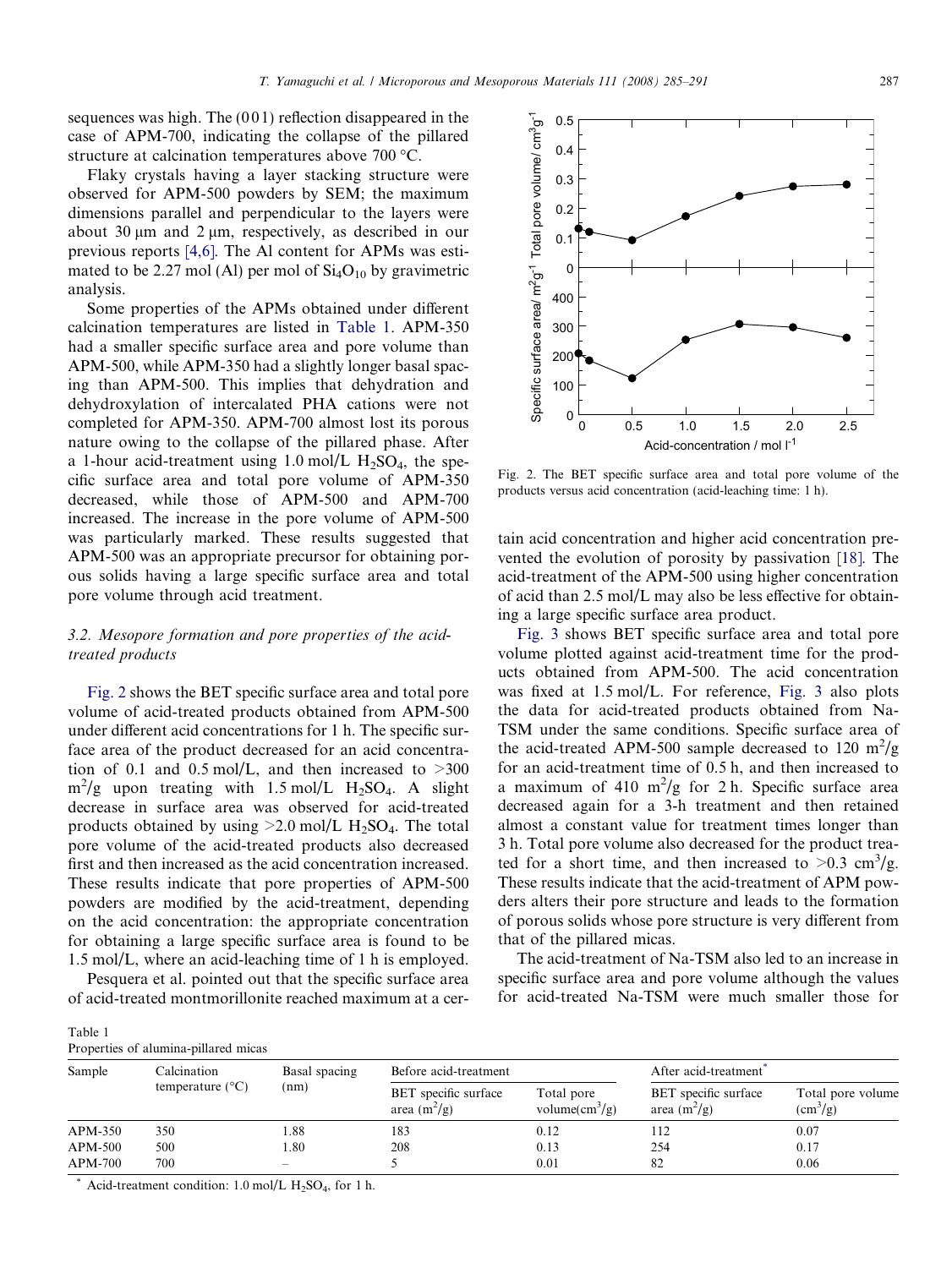sequences was high. The (0 0 1) reflection disappeared in the case of APM-700, indicating the collapse of the pillared structure at calcination temperatures above 700 °C.

Flaky crystals having a layer stacking structure were observed for APM-500 powders by SEM; the maximum dimensions parallel and perpendicular to the layers were about 30 μm and 2 μm, respectively, as described in our previous reports [4,6]. The Al content for APMs was estimated to be 2.27 mol (Al) per mol of $Si_4O_{10}$ by gravimetric analysis.

Some properties of the APMs obtained under different calcination temperatures are listed in Table 1. APM-350 had a smaller specific surface area and pore volume than APM-500, while APM-350 had a slightly longer basal spacing than APM-500. This implies that dehydration and dehydroxylation of intercalated PHA cations were not completed for APM-350. APM-700 almost lost its porous nature owing to the collapse of the pillared phase. After a 1-hour acid-treatment using 1.0 mol/L $H_2SO_4$, the specific surface area and total pore volume of APM-350 decreased, while those of APM-500 and APM-700 increased. The increase in the pore volume of APM-500 was particularly marked. These results suggested that APM-500 was an appropriate precursor for obtaining porous solids having a large specific surface area and total pore volume through acid treatment.

### 3.2. Mesopore formation and pore properties of the acid-treated products

Fig. 2 shows the BET specific surface area and total pore volume of acid-treated products obtained from APM-500 under different acid concentrations for 1 h. The specific surface area of the product decreased for an acid concentration of 0.1 and 0.5 mol/L, and then increased to >300 $m^2/g$ upon treating with 1.5 mol/L $H_2SO_4$. A slight decrease in surface area was observed for acid-treated products obtained by using >2.0 mol/L $H_2SO_4$. The total pore volume of the acid-treated products also decreased first and then increased as the acid concentration increased. These results indicate that pore properties of APM-500 powders are modified by the acid-treatment, depending on the acid concentration: the appropriate concentration for obtaining a large specific surface area is found to be 1.5 mol/L, where an acid-leaching time of 1 h is employed.

Pesquera et al. pointed out that the specific surface area of acid-treated montmorillonite reached maximum at a certain acid concentration and higher acid concentration prevented the evolution of porosity by passivation [18]. The acid-treatment of the APM-500 using higher concentration of acid than 2.5 mol/L may also be less effective for obtaining a large specific surface area product.

Fig. 2. The BET specific surface area and total pore volume of the products versus acid concentration (acid-leaching time: 1 h).

Fig. 3 shows BET specific surface area and total pore volume plotted against acid-treatment time for the products obtained from APM-500. The acid concentration was fixed at 1.5 mol/L. For reference, Fig. 3 also plots the data for acid-treated products obtained from Na-TSM under the same conditions. Specific surface area of the acid-treated APM-500 sample decreased to 120 $m^2/g$ for an acid-treatment time of 0.5 h, and then increased to a maximum of 410 $m^2/g$ for 2 h. Specific surface area decreased again for a 3-h treatment and then retained almost a constant value for treatment times longer than 3 h. Total pore volume also decreased for the product treated for a short time, and then increased to >0.3 $cm^3/g$. These results indicate that the acid-treatment of APM powders alters their pore structure and leads to the formation of porous solids whose pore structure is very different from that of the pillared micas.

The acid-treatment of Na-TSM also led to an increase in specific surface area and pore volume although the values for acid-treated Na-TSM were much smaller those for

Table 1
Properties of alumina-pillared micas

| Sample | Calcination temperature (°C) | Basal spacing (nm) | Before acid-treatment | | After acid-treatment* | |
|---|---|---|---|---|---|---|
| | | | BET specific surface area ($m^2/g$) | Total pore volume($cm^3/g$) | BET specific surface area ($m^2/g$) | Total pore volume ($cm^3/g$) |
| APM-350 | 350 | 1.88 | 183 | 0.12 | 112 | 0.07 |
| APM-500 | 500 | 1.80 | 208 | 0.13 | 254 | 0.17 |
| APM-700 | 700 | – | 5 | 0.01 | 82 | 0.06 |

* Acid-treatment condition: 1.0 mol/L $H_2SO_4$, for 1 h.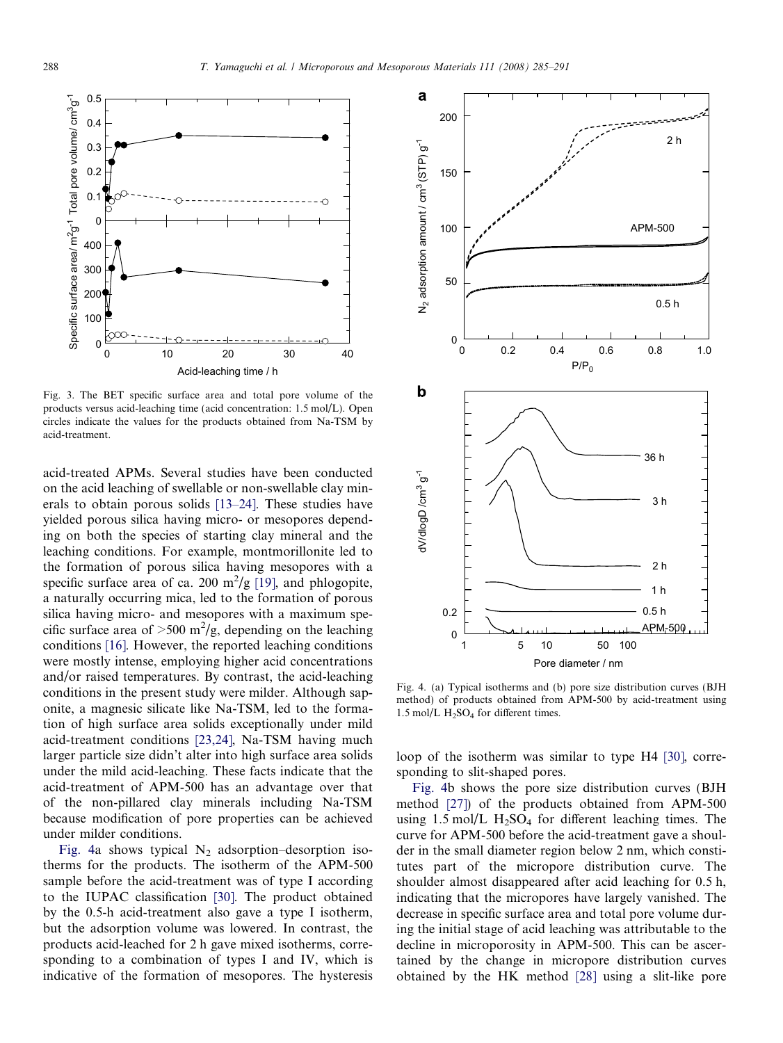Fig. 3. The BET specific surface area and total pore volume of the products versus acid-leaching time (acid concentration: 1.5 mol/L). Open circles indicate the values for the products obtained from Na-TSM by acid-treatment.

acid-treated APMs. Several studies have been conducted on the acid leaching of swellable or non-swellable clay minerals to obtain porous solids [13–24]. These studies have yielded porous silica having micro- or mesopores depending on both the species of starting clay mineral and the leaching conditions. For example, montmorillonite led to the formation of porous silica having mesopores with a specific surface area of ca. 200 $m^2/g$ [19], and phlogopite, a naturally occurring mica, led to the formation of porous silica having micro- and mesopores with a maximum specific surface area of >500 $m^2/g$, depending on the leaching conditions [16]. However, the reported leaching conditions were mostly intense, employing higher acid concentrations and/or raised temperatures. By contrast, the acid-leaching conditions in the present study were milder. Although saponite, a magnesic silicate like Na-TSM, led to the formation of high surface area solids exceptionally under mild acid-treatment conditions [23,24], Na-TSM having much larger particle size didn't alter into high surface area solids under the mild acid-leaching. These facts indicate that the acid-treatment of APM-500 has an advantage over that of the non-pillared clay minerals including Na-TSM because modification of pore properties can be achieved under milder conditions.

Fig. 4a shows typical $N_2$ adsorption–desorption isotherms for the products. The isotherm of the APM-500 sample before the acid-treatment was of type I according to the IUPAC classification [30]. The product obtained by the 0.5-h acid-treatment also gave a type I isotherm, but the adsorption volume was lowered. In contrast, the products acid-leached for 2 h gave mixed isotherms, corresponding to a combination of types I and IV, which is indicative of the formation of mesopores. The hysteresis loop of the isotherm was similar to type H4 [30], corresponding to slit-shaped pores.

Fig. 4. (a) Typical isotherms and (b) pore size distribution curves (BJH method) of products obtained from APM-500 by acid-treatment using 1.5 mol/L $H_2SO_4$ for different times.

Fig. 4b shows the pore size distribution curves (BJH method [27]) of the products obtained from APM-500 using 1.5 mol/L $H_2SO_4$ for different leaching times. The curve for APM-500 before the acid-treatment gave a shoulder in the small diameter region below 2 nm, which constitutes part of the micropore distribution curve. The shoulder almost disappeared after acid leaching for 0.5 h, indicating that the micropores have largely vanished. The decrease in specific surface area and total pore volume during the initial stage of acid leaching was attributable to the decline in microporosity in APM-500. This can be ascertained by the change in micropore distribution curves obtained by the HK method [28] using a slit-like pore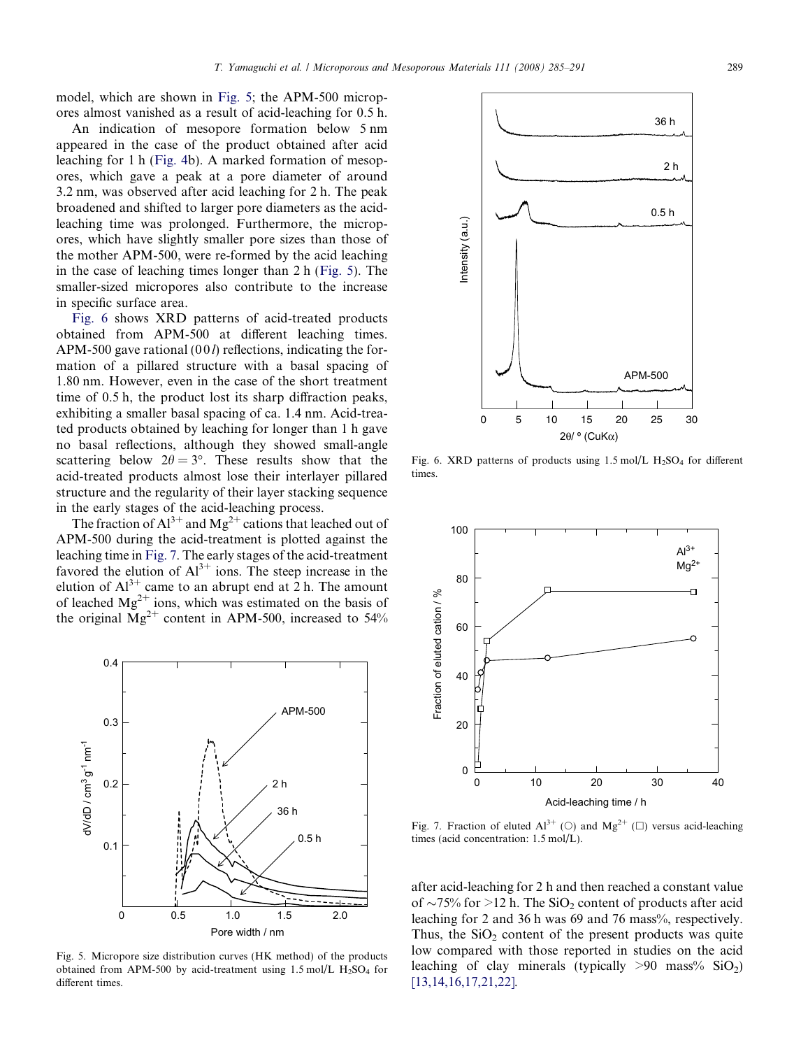model, which are shown in Fig. 5; the APM-500 micropores almost vanished as a result of acid-leaching for 0.5 h.

An indication of mesopore formation below 5 nm appeared in the case of the product obtained after acid leaching for 1 h (Fig. 4b). A marked formation of mesopores, which gave a peak at a pore diameter of around 3.2 nm, was observed after acid leaching for 2 h. The peak broadened and shifted to larger pore diameters as the acid-leaching time was prolonged. Furthermore, the micropores, which have slightly smaller pore sizes than those of the mother APM-500, were re-formed by the acid leaching in the case of leaching times longer than 2 h (Fig. 5). The smaller-sized micropores also contribute to the increase in specific surface area.

Fig. 6 shows XRD patterns of acid-treated products obtained from APM-500 at different leaching times. APM-500 gave rational (00*l*) reflections, indicating the formation of a pillared structure with a basal spacing of 1.80 nm. However, even in the case of the short treatment time of 0.5 h, the product lost its sharp diffraction peaks, exhibiting a smaller basal spacing of ca. 1.4 nm. Acid-treated products obtained by leaching for longer than 1 h gave no basal reflections, although they showed small-angle scattering below $2\theta = 3°$. These results show that the acid-treated products almost lose their interlayer pillared structure and the regularity of their layer stacking sequence in the early stages of the acid-leaching process.

The fraction of $Al^{3+}$ and $Mg^{2+}$ cations that leached out of APM-500 during the acid-treatment is plotted against the leaching time in Fig. 7. The early stages of the acid-treatment favored the elution of $Al^{3+}$ ions. The steep increase in the elution of $Al^{3+}$ came to an abrupt end at 2 h. The amount of leached $Mg^{2+}$ ions, which was estimated on the basis of the original $Mg^{2+}$ content in APM-500, increased to 54% after acid-leaching for 2 h and then reached a constant value of ~75% for >12 h. The $SiO_2$ content of products after acid leaching for 2 and 36 h was 69 and 76 mass%, respectively. Thus, the $SiO_2$ content of the present products was quite low compared with those reported in studies on the acid leaching of clay minerals (typically >90 mass% $SiO_2$) [13,14,16,17,21,22].

Fig. 5. Micropore size distribution curves (HK method) of the products obtained from APM-500 by acid-treatment using 1.5 mol/L $H_2SO_4$ for different times.

Fig. 6. XRD patterns of products using 1.5 mol/L $H_2SO_4$ for different times.

Fig. 7. Fraction of eluted $Al^{3+}$ (○) and $Mg^{2+}$ (□) versus acid-leaching times (acid concentration: 1.5 mol/L).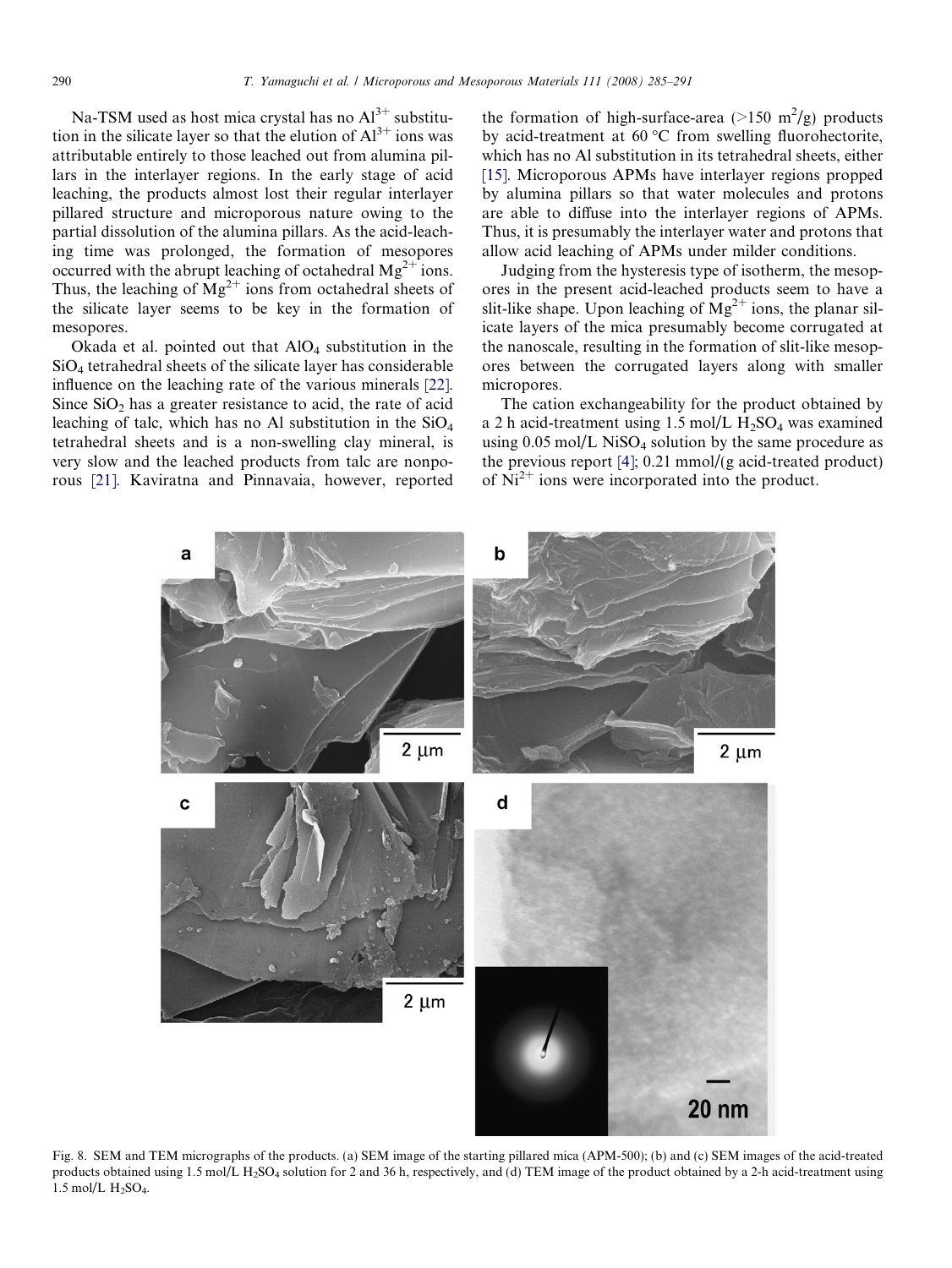Na-TSM used as host mica crystal has no $Al^{3+}$ substitution in the silicate layer so that the elution of $Al^{3+}$ ions was attributable entirely to those leached out from alumina pillars in the interlayer regions. In the early stage of acid leaching, the products almost lost their regular interlayer pillared structure and microporous nature owing to the partial dissolution of the alumina pillars. As the acid-leaching time was prolonged, the formation of mesopores occurred with the abrupt leaching of octahedral $Mg^{2+}$ ions. Thus, the leaching of $Mg^{2+}$ ions from octahedral sheets of the silicate layer seems to be key in the formation of mesopores.

Okada et al. pointed out that $AlO_4$ substitution in the $SiO_4$ tetrahedral sheets of the silicate layer has considerable influence on the leaching rate of the various minerals [22]. Since $SiO_2$ has a greater resistance to acid, the rate of acid leaching of talc, which has no Al substitution in the $SiO_4$ tetrahedral sheets and is a non-swelling clay mineral, is very slow and the leached products from talc are nonporous [21]. Kaviratna and Pinnavaia, however, reported the formation of high-surface-area (>150 $m^2/g$) products by acid-treatment at 60 °C from swelling fluorohectorite, which has no Al substitution in its tetrahedral sheets, either [15]. Microporous APMs have interlayer regions propped by alumina pillars so that water molecules and protons are able to diffuse into the interlayer regions of APMs. Thus, it is presumably the interlayer water and protons that allow acid leaching of APMs under milder conditions.

Judging from the hysteresis type of isotherm, the mesopores in the present acid-leached products seem to have a slit-like shape. Upon leaching of $Mg^{2+}$ ions, the planar silicate layers of the mica presumably become corrugated at the nanoscale, resulting in the formation of slit-like mesopores between the corrugated layers along with smaller micropores.

The cation exchangeability for the product obtained by a 2 h acid-treatment using 1.5 mol/L $H_2SO_4$ was examined using 0.05 mol/L $NiSO_4$ solution by the same procedure as the previous report [4]; 0.21 mmol/(g acid-treated product) of $Ni^{2+}$ ions were incorporated into the product.

Fig. 8. SEM and TEM micrographs of the products. (a) SEM image of the starting pillared mica (APM-500); (b) and (c) SEM images of the acid-treated products obtained using 1.5 mol/L $H_2SO_4$ solution for 2 and 36 h, respectively, and (d) TEM image of the product obtained by a 2-h acid-treatment using 1.5 mol/L $H_2SO_4$.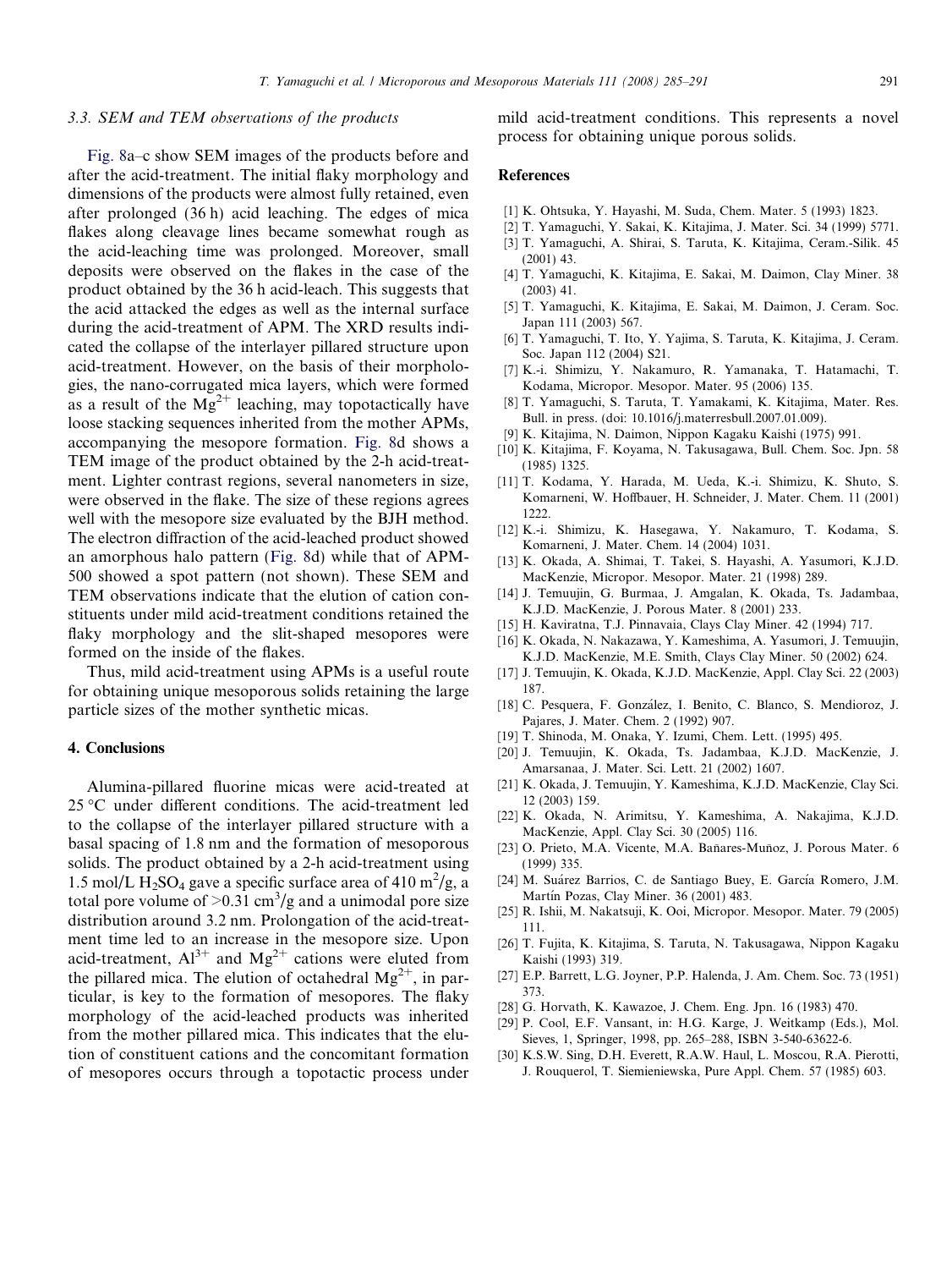### 3.3. SEM and TEM observations of the products

Fig. 8a–c show SEM images of the products before and after the acid-treatment. The initial flaky morphology and dimensions of the products were almost fully retained, even after prolonged (36 h) acid leaching. The edges of mica flakes along cleavage lines became somewhat rough as the acid-leaching time was prolonged. Moreover, small deposits were observed on the flakes in the case of the product obtained by the 36 h acid-leach. This suggests that the acid attacked the edges as well as the internal surface during the acid-treatment of APM. The XRD results indicated the collapse of the interlayer pillared structure upon acid-treatment. However, on the basis of their morphologies, the nano-corrugated mica layers, which were formed as a result of the $Mg^{2+}$ leaching, may topotactically have loose stacking sequences inherited from the mother APMs, accompanying the mesopore formation. Fig. 8d shows a TEM image of the product obtained by the 2-h acid-treatment. Lighter contrast regions, several nanometers in size, were observed in the flake. The size of these regions agrees well with the mesopore size evaluated by the BJH method. The electron diffraction of the acid-leached product showed an amorphous halo pattern (Fig. 8d) while that of APM-500 showed a spot pattern (not shown). These SEM and TEM observations indicate that the elution of cation constituents under mild acid-treatment conditions retained the flaky morphology and the slit-shaped mesopores were formed on the inside of the flakes.

Thus, mild acid-treatment using APMs is a useful route for obtaining unique mesoporous solids retaining the large particle sizes of the mother synthetic micas.

## 4. Conclusions

Alumina-pillared fluorine micas were acid-treated at 25 °C under different conditions. The acid-treatment led to the collapse of the interlayer pillared structure with a basal spacing of 1.8 nm and the formation of mesoporous solids. The product obtained by a 2-h acid-treatment using 1.5 mol/L $H_2SO_4$ gave a specific surface area of 410 $m^2/g$, a total pore volume of >0.31 $cm^3/g$ and a unimodal pore size distribution around 3.2 nm. Prolongation of the acid-treatment time led to an increase in the mesopore size. Upon acid-treatment, $Al^{3+}$ and $Mg^{2+}$ cations were eluted from the pillared mica. The elution of octahedral $Mg^{2+}$, in particular, is key to the formation of mesopores. The flaky morphology of the acid-leached products was inherited from the mother pillared mica. This indicates that the elution of constituent cations and the concomitant formation of mesopores occurs through a topotactic process under mild acid-treatment conditions. This represents a novel process for obtaining unique porous solids.

## References

[1] K. Ohtsuka, Y. Hayashi, M. Suda, Chem. Mater. 5 (1993) 1823.
[2] T. Yamaguchi, Y. Sakai, K. Kitajima, J. Mater. Sci. 34 (1999) 5771.
[3] T. Yamaguchi, A. Shirai, S. Taruta, K. Kitajima, Ceram.-Silik. 45 (2001) 43.
[4] T. Yamaguchi, K. Kitajima, E. Sakai, M. Daimon, Clay Miner. 38 (2003) 41.
[5] T. Yamaguchi, K. Kitajima, E. Sakai, M. Daimon, J. Ceram. Soc. Japan 111 (2003) 567.
[6] T. Yamaguchi, T. Ito, Y. Yajima, S. Taruta, K. Kitajima, J. Ceram. Soc. Japan 112 (2004) S21.
[7] K.-i. Shimizu, Y. Nakamuro, R. Yamanaka, T. Hatamachi, T. Kodama, Micropor. Mesopor. Mater. 95 (2006) 135.
[8] T. Yamaguchi, S. Taruta, T. Yamakami, K. Kitajima, Mater. Res. Bull. in press. (doi: 10.1016/j.materresbull.2007.01.009).
[9] K. Kitajima, N. Daimon, Nippon Kagaku Kaishi (1975) 991.
[10] K. Kitajima, F. Koyama, N. Takusagawa, Bull. Chem. Soc. Jpn. 58 (1985) 1325.
[11] T. Kodama, Y. Harada, M. Ueda, K.-i. Shimizu, K. Shuto, S. Komarneni, W. Hoffbauer, H. Schneider, J. Mater. Chem. 11 (2001) 1222.
[12] K.-i. Shimizu, K. Hasegawa, Y. Nakamuro, T. Kodama, S. Komarneni, J. Mater. Chem. 14 (2004) 1031.
[13] K. Okada, A. Shimai, T. Takei, S. Hayashi, A. Yasumori, K.J.D. MacKenzie, Micropor. Mesopor. Mater. 21 (1998) 289.
[14] J. Temuujin, G. Burmaa, J. Amgalan, K. Okada, Ts. Jadambaa, K.J.D. MacKenzie, J. Porous Mater. 8 (2001) 233.
[15] H. Kaviratna, T.J. Pinnavaia, Clays Clay Miner. 42 (1994) 717.
[16] K. Okada, N. Nakazawa, Y. Kameshima, A. Yasumori, J. Temuujin, K.J.D. MacKenzie, M.E. Smith, Clays Clay Miner. 50 (2002) 624.
[17] J. Temuujin, K. Okada, K.J.D. MacKenzie, Appl. Clay Sci. 22 (2003) 187.
[18] C. Pesquera, F. González, I. Benito, C. Blanco, S. Mendioroz, J. Pajares, J. Mater. Chem. 2 (1992) 907.
[19] T. Shinoda, M. Onaka, Y. Izumi, Chem. Lett. (1995) 495.
[20] J. Temuujin, K. Okada, Ts. Jadambaa, K.J.D. MacKenzie, J. Amarsanaa, J. Mater. Sci. Lett. 21 (2002) 1607.
[21] K. Okada, J. Temuujin, Y. Kameshima, K.J.D. MacKenzie, Clay Sci. 12 (2003) 159.
[22] K. Okada, N. Arimitsu, Y. Kameshima, A. Nakajima, K.J.D. MacKenzie, Appl. Clay Sci. 30 (2005) 116.
[23] O. Prieto, M.A. Vicente, M.A. Bañares-Muñoz, J. Porous Mater. 6 (1999) 335.
[24] M. Suárez Barrios, C. de Santiago Buey, E. García Romero, J.M. Martín Pozas, Clay Miner. 36 (2001) 483.
[25] R. Ishii, M. Nakatsuji, K. Ooi, Micropor. Mesopor. Mater. 79 (2005) 111.
[26] T. Fujita, K. Kitajima, S. Taruta, N. Takusagawa, Nippon Kagaku Kaishi (1993) 319.
[27] E.P. Barrett, L.G. Joyner, P.P. Halenda, J. Am. Chem. Soc. 73 (1951) 373.
[28] G. Horvath, K. Kawazoe, J. Chem. Eng. Jpn. 16 (1983) 470.
[29] P. Cool, E.F. Vansant, in: H.G. Karge, J. Weitkamp (Eds.), Mol. Sieves, 1, Springer, 1998, pp. 265–288, ISBN 3-540-63622-6.
[30] K.S.W. Sing, D.H. Everett, R.A.W. Haul, L. Moscou, R.A. Pierotti, J. Rouquerol, T. Siemieniewska, Pure Appl. Chem. 57 (1985) 603.